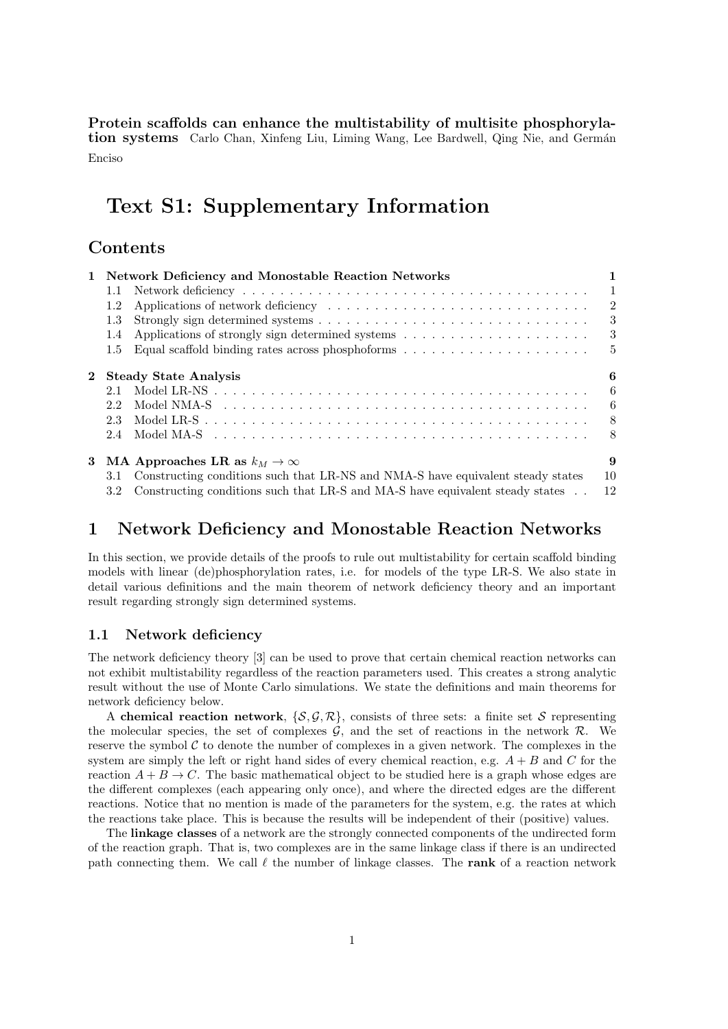**Protein scaffolds can enhance the multistability of multisite phosphorylation systems** Carlo Chan, Xinfeng Liu, Liming Wang, Lee Bardwell, Qing Nie, and Germán Enciso

# Text S1: Supplementary Information

## Contents

| | | |
|---|---|---|
| **1** | **Network Deficiency and Monostable Reaction Networks** | **1** |
| 1.1 | Network deficiency | 1 |
| 1.2 | Applications of network deficiency | 2 |
| 1.3 | Strongly sign determined systems | 3 |
| 1.4 | Applications of strongly sign determined systems | 3 |
| 1.5 | Equal scaffold binding rates across phosphoforms | 5 |
| **2** | **Steady State Analysis** | **6** |
| 2.1 | Model LR-NS | 6 |
| 2.2 | Model NMA-S | 6 |
| 2.3 | Model LR-S | 8 |
| 2.4 | Model MA-S | 8 |
| **3** | **MA Approaches LR as $k_M \to \infty$** | **9** |
| 3.1 | Constructing conditions such that LR-NS and NMA-S have equivalent steady states | 10 |
| 3.2 | Constructing conditions such that LR-S and MA-S have equivalent steady states | 12 |

## 1 Network Deficiency and Monostable Reaction Networks

In this section, we provide details of the proofs to rule out multistability for certain scaffold binding models with linear (de)phosphorylation rates, i.e. for models of the type LR-S. We also state in detail various definitions and the main theorem of network deficiency theory and an important result regarding strongly sign determined systems.

### 1.1 Network deficiency

The network deficiency theory [3] can be used to prove that certain chemical reaction networks can not exhibit multistability regardless of the reaction parameters used. This creates a strong analytic result without the use of Monte Carlo simulations. We state the definitions and main theorems for network deficiency below.

A **chemical reaction network**, $\{\mathcal{S}, \mathcal{G}, \mathcal{R}\}$, consists of three sets: a finite set $\mathcal{S}$ representing the molecular species, the set of complexes $\mathcal{G}$, and the set of reactions in the network $\mathcal{R}$. We reserve the symbol $\mathcal{C}$ to denote the number of complexes in a given network. The complexes in the system are simply the left or right hand sides of every chemical reaction, e.g. $A + B$ and $C$ for the reaction $A + B \to C$. The basic mathematical object to be studied here is a graph whose edges are the different complexes (each appearing only once), and where the directed edges are the different reactions. Notice that no mention is made of the parameters for the system, e.g. the rates at which the reactions take place. This is because the results will be independent of their (positive) values.

The **linkage classes** of a network are the strongly connected components of the undirected form of the reaction graph. That is, two complexes are in the same linkage class if there is an undirected path connecting them. We call $\ell$ the number of linkage classes. The **rank** of a reaction network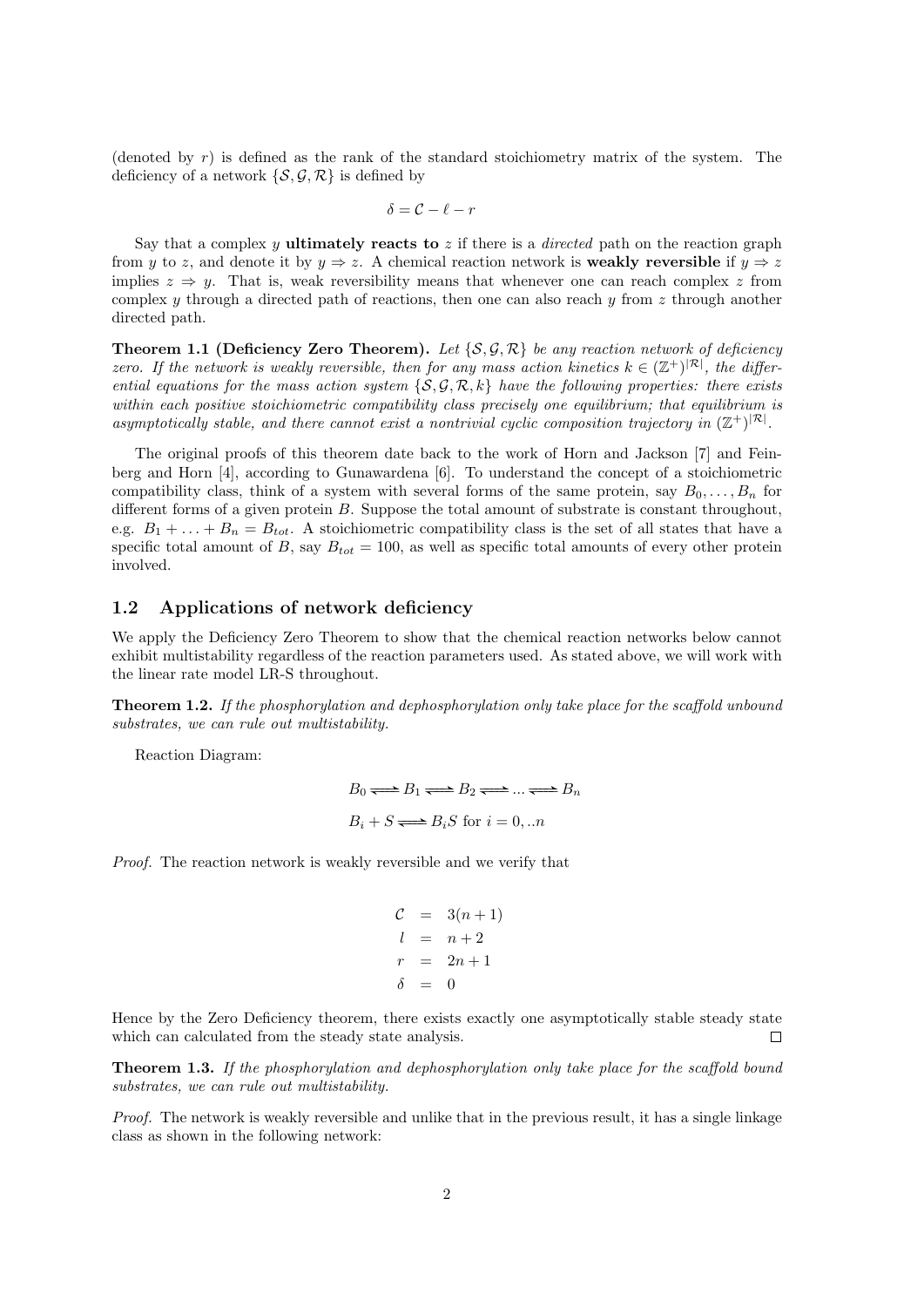(denoted by $r$) is defined as the rank of the standard stoichiometry matrix of the system. The deficiency of a network $\{\mathcal{S}, \mathcal{G}, \mathcal{R}\}$ is defined by

$$\delta = \mathcal{C} - \ell - r$$

Say that a complex $y$ **ultimately reacts to** $z$ if there is a *directed* path on the reaction graph from $y$ to $z$, and denote it by $y \Rightarrow z$. A chemical reaction network is **weakly reversible** if $y \Rightarrow z$ implies $z \Rightarrow y$. That is, weak reversibility means that whenever one can reach complex $z$ from complex $y$ through a directed path of reactions, then one can also reach $y$ from $z$ through another directed path.

**Theorem 1.1 (Deficiency Zero Theorem).** *Let $\{\mathcal{S}, \mathcal{G}, \mathcal{R}\}$ be any reaction network of deficiency zero. If the network is weakly reversible, then for any mass action kinetics $k \in (\mathbb{Z}^+)^{|\mathcal{R}|}$, the differential equations for the mass action system $\{\mathcal{S}, \mathcal{G}, \mathcal{R}, k\}$ have the following properties: there exists within each positive stoichiometric compatibility class precisely one equilibrium; that equilibrium is asymptotically stable, and there cannot exist a nontrivial cyclic composition trajectory in $(\mathbb{Z}^+)^{|\mathcal{R}|}$.*

The original proofs of this theorem date back to the work of Horn and Jackson [7] and Feinberg and Horn [4], according to Gunawardena [6]. To understand the concept of a stoichiometric compatibility class, think of a system with several forms of the same protein, say $B_0, \ldots, B_n$ for different forms of a given protein $B$. Suppose the total amount of substrate is constant throughout, e.g. $B_1 + \ldots + B_n = B_{tot}$. A stoichiometric compatibility class is the set of all states that have a specific total amount of $B$, say $B_{tot} = 100$, as well as specific total amounts of every other protein involved.

## 1.2 Applications of network deficiency

We apply the Deficiency Zero Theorem to show that the chemical reaction networks below cannot exhibit multistability regardless of the reaction parameters used. As stated above, we will work with the linear rate model LR-S throughout.

**Theorem 1.2.** *If the phosphorylation and dephosphorylation only take place for the scaffold unbound substrates, we can rule out multistability.*

Reaction Diagram:

$$B_0 \rightleftharpoons B_1 \rightleftharpoons B_2 \rightleftharpoons \ldots \rightleftharpoons B_n$$

$$B_i + S \rightleftharpoons B_iS \text{ for } i = 0, ..n$$

*Proof.* The reaction network is weakly reversible and we verify that

$$\begin{aligned}
\mathcal{C} &= 3(n+1) \\
l &= n+2 \\
r &= 2n+1 \\
\delta &= 0
\end{aligned}$$

Hence by the Zero Deficiency theorem, there exists exactly one asymptotically stable steady state which can calculated from the steady state analysis. ∎

**Theorem 1.3.** *If the phosphorylation and dephosphorylation only take place for the scaffold bound substrates, we can rule out multistability.*

*Proof.* The network is weakly reversible and unlike that in the previous result, it has a single linkage class as shown in the following network: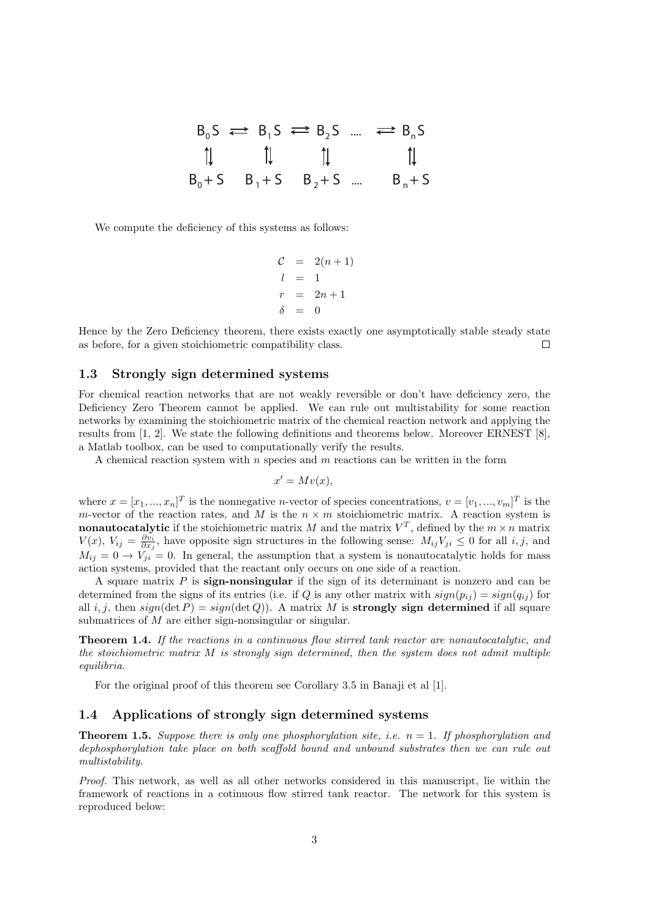$$
\begin{array}{ccccccc}
B_0S & \rightleftarrows & B_1S & \rightleftarrows & B_2S & \cdots & \rightleftarrows B_nS \\
\upharpoonleft\downharpoonright & & \upharpoonleft\downharpoonright & & \upharpoonleft\downharpoonright & & \upharpoonleft\downharpoonright \\
B_0 + S & & B_1 + S & & B_2 + S & \cdots & B_n + S
\end{array}
$$

We compute the deficiency of this systems as follows:

$$
\begin{aligned}
\mathcal{C} &= 2(n+1) \\
l &= 1 \\
r &= 2n+1 \\
\delta &= 0
\end{aligned}
$$

Hence by the Zero Deficiency theorem, there exists exactly one asymptotically stable steady state as before, for a given stoichiometric compatibility class. □

### 1.3 Strongly sign determined systems

For chemical reaction networks that are not weakly reversible or don't have deficiency zero, the Deficiency Zero Theorem cannot be applied. We can rule out multistability for some reaction networks by examining the stoichiometric matrix of the chemical reaction network and applying the results from [1, 2]. We state the following definitions and theorems below. Moreover ERNEST [8], a Matlab toolbox, can be used to computationally verify the results.

A chemical reaction system with $n$ species and $m$ reactions can be written in the form

$$x' = Mv(x),$$

where $x = [x_1, ..., x_n]^T$ is the nonnegative $n$-vector of species concentrations, $v = [v_1, ..., v_m]^T$ is the $m$-vector of the reaction rates, and $M$ is the $n \times m$ stoichiometric matrix. A reaction system is **nonautocatalytic** if the stoichiometric matrix $M$ and the matrix $V^T$, defined by the $m \times n$ matrix $V(x)$, $V_{ij} = \frac{\partial v_i}{\partial x_j}$, have opposite sign structures in the following sense: $M_{ij}V_{ji} \leq 0$ for all $i, j$, and $M_{ij} = 0 \rightarrow V_{ji} = 0$. In general, the assumption that a system is nonautocatalytic holds for mass action systems, provided that the reactant only occurs on one side of a reaction.

A square matrix $P$ is **sign-nonsingular** if the sign of its determinant is nonzero and can be determined from the signs of its entries (i.e. if $Q$ is any other matrix with $sign(p_{ij}) = sign(q_{ij})$ for all $i, j$, then $sign(\det P) = sign(\det Q)$). A matrix $M$ is **strongly sign determined** if all square submatrices of $M$ are either sign-nonsingular or singular.

**Theorem 1.4.** *If the reactions in a continuous flow stirred tank reactor are nonautocatalytic, and the stoichiometric matrix $M$ is strongly sign determined, then the system does not admit multiple equilibria.*

For the original proof of this theorem see Corollary 3.5 in Banaji et al [1].

### 1.4 Applications of strongly sign determined systems

**Theorem 1.5.** *Suppose there is only one phosphorylation site, i.e. $n = 1$. If phosphorylation and dephosphorylation take place on both scaffold bound and unbound substrates then we can rule out multistability.*

*Proof.* This network, as well as all other networks considered in this manuscript, lie within the framework of reactions in a cotinuous flow stirred tank reactor. The network for this system is reproduced below: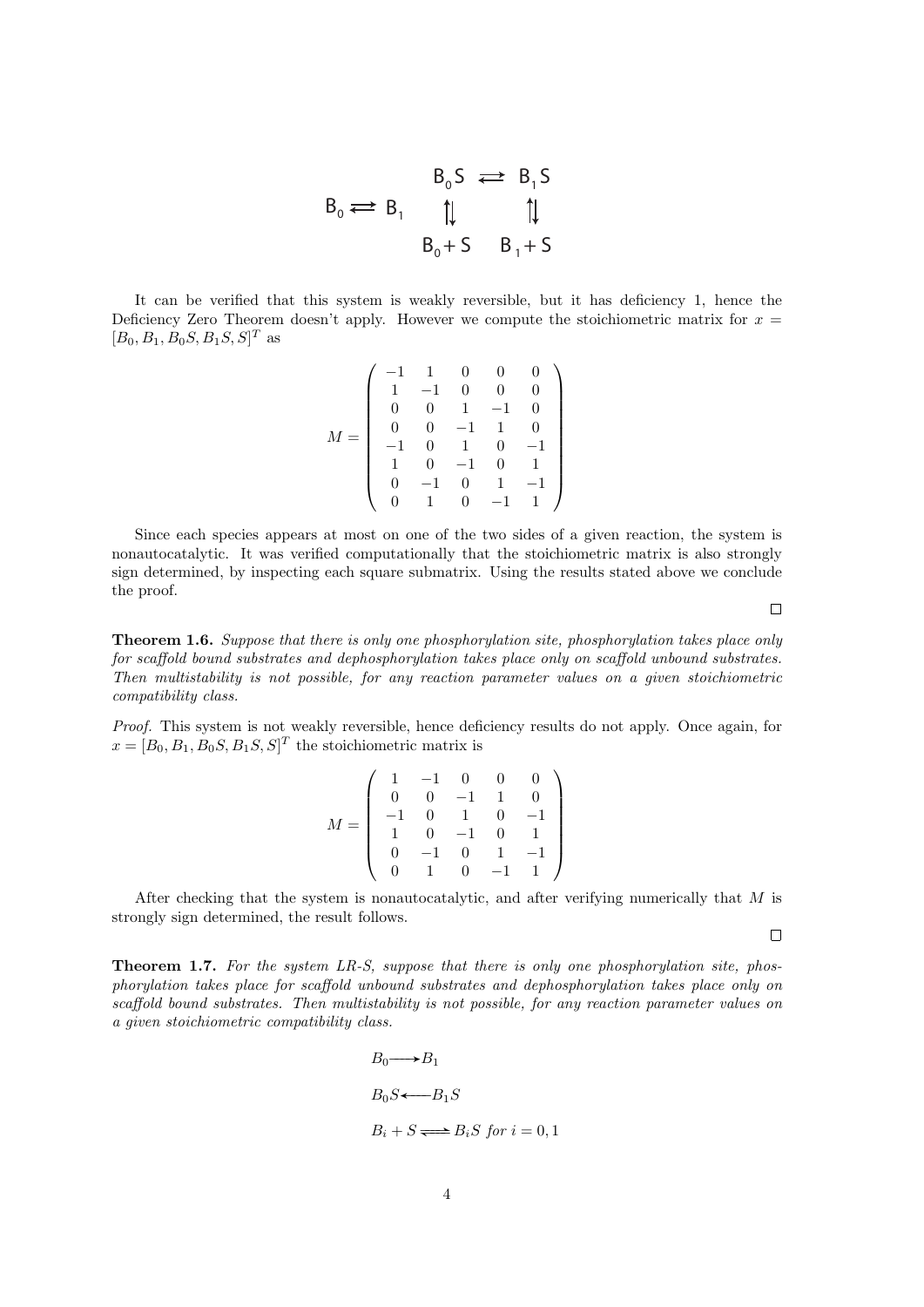$$
\begin{array}{ccc}
 & B_0S \rightleftarrows B_1S \\
B_0 \rightleftarrows B_1 & \updownarrows \qquad\quad \updownarrows \\
 & B_0 + S \quad B_1 + S
\end{array}
$$

It can be verified that this system is weakly reversible, but it has deficiency 1, hence the Deficiency Zero Theorem doesn't apply. However we compute the stoichiometric matrix for $x = [B_0, B_1, B_0S, B_1S, S]^T$ as

$$
M = \begin{pmatrix}
-1 & 1 & 0 & 0 & 0 \\
1 & -1 & 0 & 0 & 0 \\
0 & 0 & 1 & -1 & 0 \\
0 & 0 & -1 & 1 & 0 \\
-1 & 0 & 1 & 0 & -1 \\
1 & 0 & -1 & 0 & 1 \\
0 & -1 & 0 & 1 & -1 \\
0 & 1 & 0 & -1 & 1
\end{pmatrix}
$$

Since each species appears at most on one of the two sides of a given reaction, the system is nonautocatalytic. It was verified computationally that the stoichiometric matrix is also strongly sign determined, by inspecting each square submatrix. Using the results stated above we conclude the proof. □

**Theorem 1.6.** *Suppose that there is only one phosphorylation site, phosphorylation takes place only for scaffold bound substrates and dephosphorylation takes place only on scaffold unbound substrates. Then multistability is not possible, for any reaction parameter values on a given stoichiometric compatibility class.*

*Proof.* This system is not weakly reversible, hence deficiency results do not apply. Once again, for $x = [B_0, B_1, B_0S, B_1S, S]^T$ the stoichiometric matrix is

$$
M = \begin{pmatrix}
1 & -1 & 0 & 0 & 0 \\
0 & 0 & -1 & 1 & 0 \\
-1 & 0 & 1 & 0 & -1 \\
1 & 0 & -1 & 0 & 1 \\
0 & -1 & 0 & 1 & -1 \\
0 & 1 & 0 & -1 & 1
\end{pmatrix}
$$

After checking that the system is nonautocatalytic, and after verifying numerically that $M$ is strongly sign determined, the result follows. □

**Theorem 1.7.** *For the system LR-S, suppose that there is only one phosphorylation site, phosphorylation takes place for scaffold unbound substrates and dephosphorylation takes place only on scaffold bound substrates. Then multistability is not possible, for any reaction parameter values on a given stoichiometric compatibility class.*

$$B_0 \longrightarrow B_1$$

$$B_0S \longleftarrow B_1S$$

$$B_i + S \rightleftharpoons B_iS \text{ for } i = 0, 1$$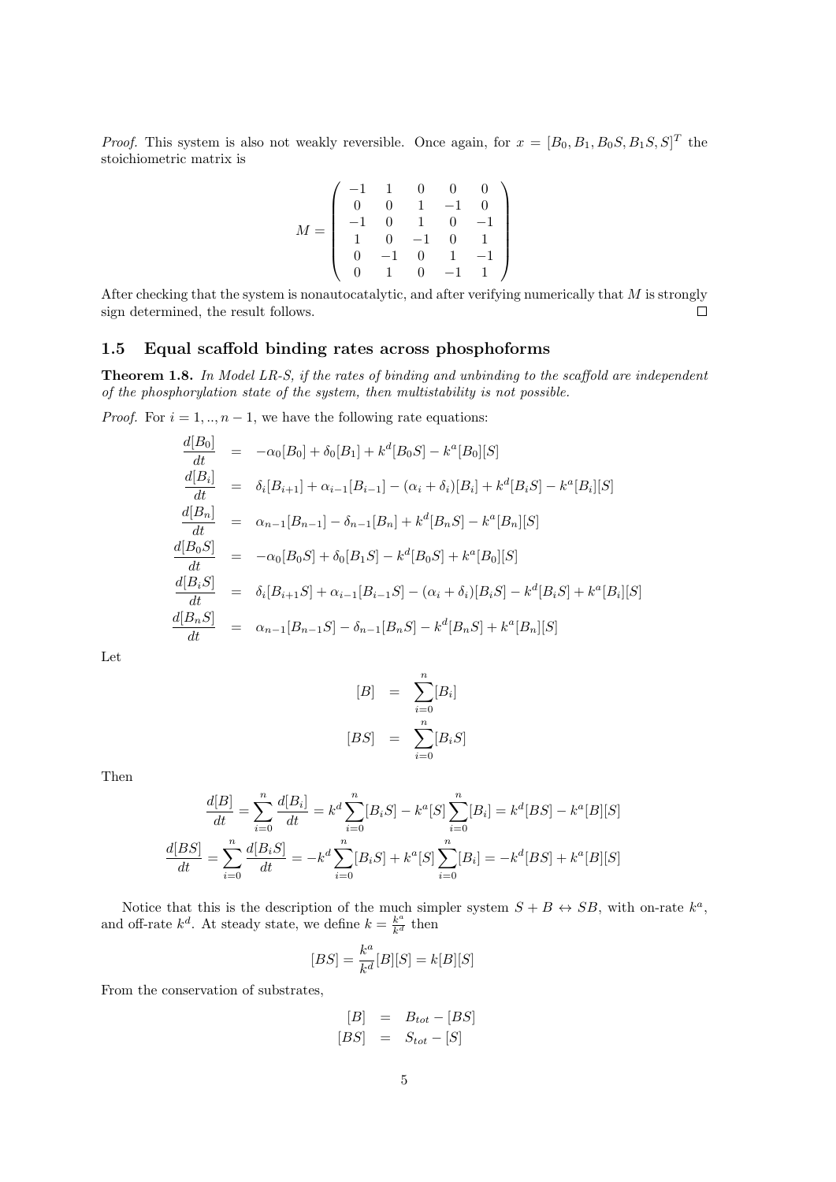*Proof.* This system is also not weakly reversible. Once again, for $x = [B_0, B_1, B_0S, B_1S, S]^T$ the stoichiometric matrix is

$$M = \begin{pmatrix} -1 & 1 & 0 & 0 & 0 \\ 0 & 0 & 1 & -1 & 0 \\ -1 & 0 & 1 & 0 & -1 \\ 1 & 0 & -1 & 0 & 1 \\ 0 & -1 & 0 & 1 & -1 \\ 0 & 1 & 0 & -1 & 1 \end{pmatrix}$$

After checking that the system is nonautocatalytic, and after verifying numerically that $M$ is strongly sign determined, the result follows. □

### 1.5 Equal scaffold binding rates across phosphoforms

**Theorem 1.8.** *In Model LR-S, if the rates of binding and unbinding to the scaffold are independent of the phosphorylation state of the system, then multistability is not possible.*

*Proof.* For $i = 1, .., n-1$, we have the following rate equations:

$$\begin{aligned}
\frac{d[B_0]}{dt} &= -\alpha_0[B_0] + \delta_0[B_1] + k^d[B_0S] - k^a[B_0][S] \\
\frac{d[B_i]}{dt} &= \delta_i[B_{i+1}] + \alpha_{i-1}[B_{i-1}] - (\alpha_i + \delta_i)[B_i] + k^d[B_iS] - k^a[B_i][S] \\
\frac{d[B_n]}{dt} &= \alpha_{n-1}[B_{n-1}] - \delta_{n-1}[B_n] + k^d[B_nS] - k^a[B_n][S] \\
\frac{d[B_0S]}{dt} &= -\alpha_0[B_0S] + \delta_0[B_1S] - k^d[B_0S] + k^a[B_0][S] \\
\frac{d[B_iS]}{dt} &= \delta_i[B_{i+1}S] + \alpha_{i-1}[B_{i-1}S] - (\alpha_i + \delta_i)[B_iS] - k^d[B_iS] + k^a[B_i][S] \\
\frac{d[B_nS]}{dt} &= \alpha_{n-1}[B_{n-1}S] - \delta_{n-1}[B_nS] - k^d[B_nS] + k^a[B_n][S]
\end{aligned}$$

Let

$$\begin{aligned}
[B] &= \sum_{i=0}^{n}[B_i] \\
[BS] &= \sum_{i=0}^{n}[B_iS]
\end{aligned}$$

Then

$$\frac{d[B]}{dt} = \sum_{i=0}^{n}\frac{d[B_i]}{dt} = k^d\sum_{i=0}^{n}[B_iS] - k^a[S]\sum_{i=0}^{n}[B_i] = k^d[BS] - k^a[B][S]$$

$$\frac{d[BS]}{dt} = \sum_{i=0}^{n}\frac{d[B_iS]}{dt} = -k^d\sum_{i=0}^{n}[B_iS] + k^a[S]\sum_{i=0}^{n}[B_i] = -k^d[BS] + k^a[B][S]$$

Notice that this is the description of the much simpler system $S + B \leftrightarrow SB$, with on-rate $k^a$, and off-rate $k^d$. At steady state, we define $k = \frac{k^a}{k^d}$ then

$$[BS] = \frac{k^a}{k^d}[B][S] = k[B][S]$$

From the conservation of substrates,

$$\begin{aligned}
[B] &= B_{tot} - [BS] \\
[BS] &= S_{tot} - [S]
\end{aligned}$$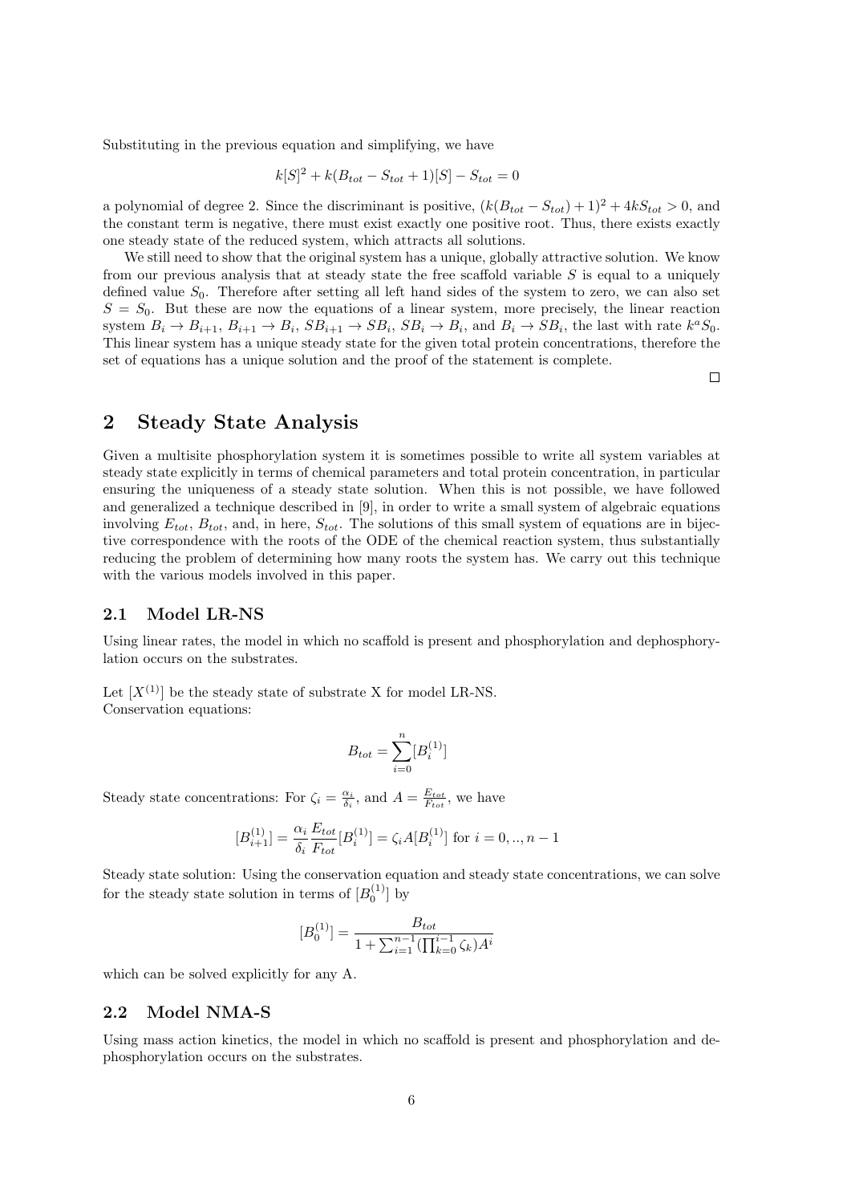Substituting in the previous equation and simplifying, we have

$$k[S]^2 + k(B_{tot} - S_{tot} + 1)[S] - S_{tot} = 0$$

a polynomial of degree 2. Since the discriminant is positive, $(k(B_{tot} - S_{tot}) + 1)^2 + 4kS_{tot} > 0$, and the constant term is negative, there must exist exactly one positive root. Thus, there exists exactly one steady state of the reduced system, which attracts all solutions.

We still need to show that the original system has a unique, globally attractive solution. We know from our previous analysis that at steady state the free scaffold variable $S$ is equal to a uniquely defined value $S_0$. Therefore after setting all left hand sides of the system to zero, we can also set $S = S_0$. But these are now the equations of a linear system, more precisely, the linear reaction system $B_i \to B_{i+1}$, $B_{i+1} \to B_i$, $SB_{i+1} \to SB_i$, $SB_i \to B_i$, and $B_i \to SB_i$, the last with rate $k^a S_0$. This linear system has a unique steady state for the given total protein concentrations, therefore the set of equations has a unique solution and the proof of the statement is complete.

□

## 2 Steady State Analysis

Given a multisite phosphorylation system it is sometimes possible to write all system variables at steady state explicitly in terms of chemical parameters and total protein concentration, in particular ensuring the uniqueness of a steady state solution. When this is not possible, we have followed and generalized a technique described in [9], in order to write a small system of algebraic equations involving $E_{tot}$, $B_{tot}$, and, in here, $S_{tot}$. The solutions of this small system of equations are in bijective correspondence with the roots of the ODE of the chemical reaction system, thus substantially reducing the problem of determining how many roots the system has. We carry out this technique with the various models involved in this paper.

### 2.1 Model LR-NS

Using linear rates, the model in which no scaffold is present and phosphorylation and dephosphorylation occurs on the substrates.

Let $[X^{(1)}]$ be the steady state of substrate X for model LR-NS.
Conservation equations:

$$B_{tot} = \sum_{i=0}^{n} [B_i^{(1)}]$$

Steady state concentrations: For $\zeta_i = \frac{\alpha_i}{\delta_i}$, and $A = \frac{E_{tot}}{F_{tot}}$, we have

$$[B_{i+1}^{(1)}] = \frac{\alpha_i}{\delta_i} \frac{E_{tot}}{F_{tot}} [B_i^{(1)}] = \zeta_i A [B_i^{(1)}] \text{ for } i = 0, .., n-1$$

Steady state solution: Using the conservation equation and steady state concentrations, we can solve for the steady state solution in terms of $[B_0^{(1)}]$ by

$$[B_0^{(1)}] = \frac{B_{tot}}{1 + \sum_{i=1}^{n-1} (\prod_{k=0}^{i-1} \zeta_k) A^i}$$

which can be solved explicitly for any A.

### 2.2 Model NMA-S

Using mass action kinetics, the model in which no scaffold is present and phosphorylation and dephosphorylation occurs on the substrates.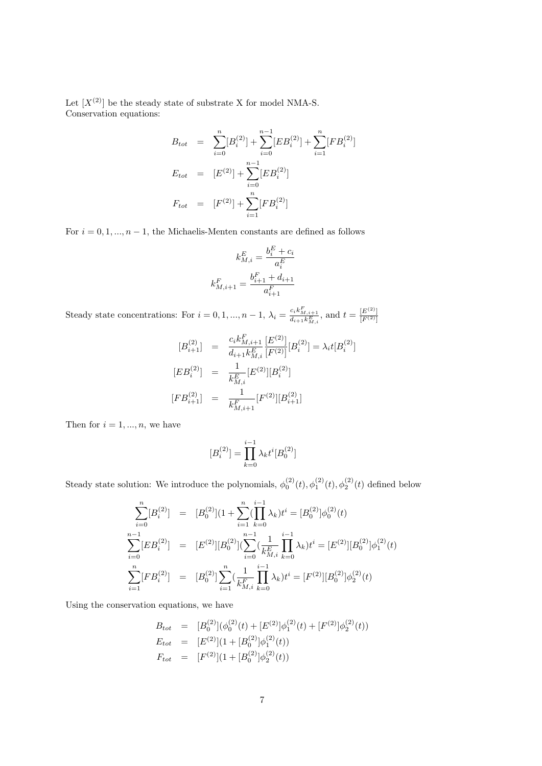Let $[X^{(2)}]$ be the steady state of substrate X for model NMA-S.
Conservation equations:

$$
\begin{aligned}
B_{tot} &= \sum_{i=0}^{n}[B_i^{(2)}] + \sum_{i=0}^{n-1}[EB_i^{(2)}] + \sum_{i=1}^{n}[FB_i^{(2)}] \\
E_{tot} &= [E^{(2)}] + \sum_{i=0}^{n-1}[EB_i^{(2)}] \\
F_{tot} &= [F^{(2)}] + \sum_{i=1}^{n}[FB_i^{(2)}]
\end{aligned}
$$

For $i = 0, 1, ..., n-1$, the Michaelis-Menten constants are defined as follows

$$
k_{M,i}^E = \frac{b_i^E + c_i}{a_i^E}
$$

$$
k_{M,i+1}^F = \frac{b_{i+1}^F + d_{i+1}}{a_{i+1}^F}
$$

Steady state concentrations: For $i = 0, 1, ..., n-1$, $\lambda_i = \frac{c_i k_{M,i+1}^F}{d_{i+1} k_{M,i}^E}$, and $t = \frac{[E^{(2)}]}{[F^{(2)}]}$

$$
\begin{aligned}
[B_{i+1}^{(2)}] &= \frac{c_i k_{M,i+1}^F}{d_{i+1} k_{M,i}^E} \frac{[E^{(2)}]}{[F^{(2)}]}[B_i^{(2)}] = \lambda_i t [B_i^{(2)}] \\
[EB_i^{(2)}] &= \frac{1}{k_{M,i}^E}[E^{(2)}][B_i^{(2)}] \\
[FB_{i+1}^{(2)}] &= \frac{1}{k_{M,i+1}^F}[F^{(2)}][B_{i+1}^{(2)}]
\end{aligned}
$$

Then for $i = 1, ..., n$, we have

$$
[B_i^{(2)}] = \prod_{k=0}^{i-1} \lambda_k t^i [B_0^{(2)}]
$$

Steady state solution: We introduce the polynomials, $\phi_0^{(2)}(t), \phi_1^{(2)}(t), \phi_2^{(2)}(t)$ defined below

$$
\begin{aligned}
\sum_{i=0}^{n}[B_i^{(2)}] &= [B_0^{(2)}](1 + \sum_{i=1}^{n}(\prod_{k=0}^{i-1}\lambda_k)t^i = [B_0^{(2)}]\phi_0^{(2)}(t) \\
\sum_{i=0}^{n-1}[EB_i^{(2)}] &= [E^{(2)}][B_0^{(2)}](\sum_{i=0}^{n-1}(\frac{1}{k_{M,i}^E}\prod_{k=0}^{i-1}\lambda_k)t^i = [E^{(2)}][B_0^{(2)}]\phi_1^{(2)}(t) \\
\sum_{i=1}^{n}[FB_i^{(2)}] &= [B_0^{(2)}]\sum_{i=1}^{n}(\frac{1}{k_{M,i}^F}\prod_{k=0}^{i-1}\lambda_k)t^i = [F^{(2)}][B_0^{(2)}]\phi_2^{(2)}(t)
\end{aligned}
$$

Using the conservation equations, we have

$$
\begin{aligned}
B_{tot} &= [B_0^{(2)}](\phi_0^{(2)}(t) + [E^{(2)}]\phi_1^{(2)}(t) + [F^{(2)}]\phi_2^{(2)}(t)) \\
E_{tot} &= [E^{(2)}](1 + [B_0^{(2)}]\phi_1^{(2)}(t)) \\
F_{tot} &= [F^{(2)}](1 + [B_0^{(2)}]\phi_2^{(2)}(t))
\end{aligned}
$$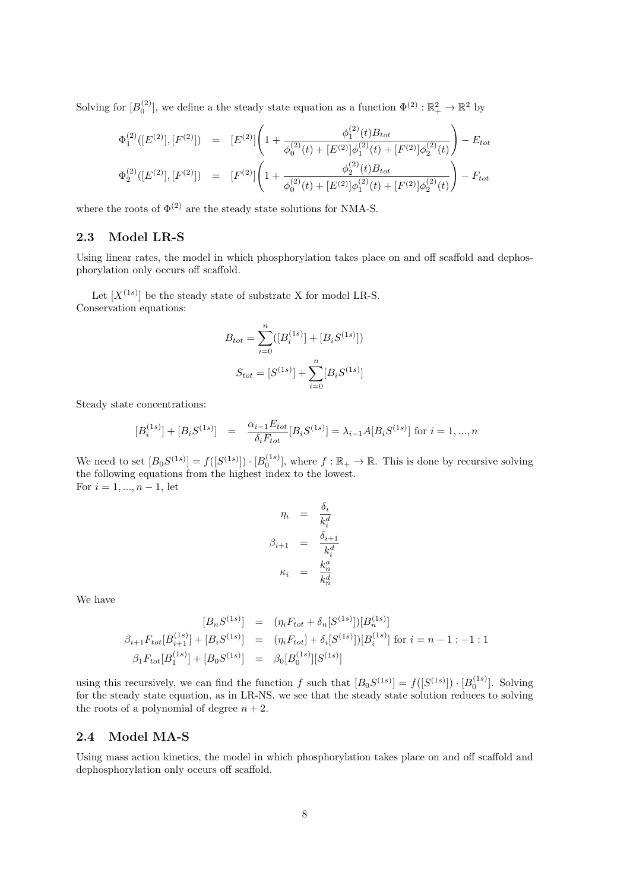Solving for $[B_0^{(2)}]$, we define a the steady state equation as a function $\Phi^{(2)} : \mathbb{R}_+^2 \to \mathbb{R}^2$ by

$$
\begin{aligned}
\Phi_1^{(2)}([E^{(2)}],[F^{(2)}]) &= [E^{(2)}]\left(1 + \frac{\phi_1^{(2)}(t)B_{tot}}{\phi_0^{(2)}(t) + [E^{(2)}]\phi_1^{(2)}(t) + [F^{(2)}]\phi_2^{(2)}(t)}\right) - E_{tot} \\
\Phi_2^{(2)}([E^{(2)}],[F^{(2)}]) &= [F^{(2)}]\left(1 + \frac{\phi_2^{(2)}(t)B_{tot}}{\phi_0^{(2)}(t) + [E^{(2)}]\phi_1^{(2)}(t) + [F^{(2)}]\phi_2^{(2)}(t)}\right) - F_{tot}
\end{aligned}
$$

where the roots of $\Phi^{(2)}$ are the steady state solutions for NMA-S.

## 2.3 Model LR-S

Using linear rates, the model in which phosphorylation takes place on and off scaffold and dephosphorylation only occurs off scaffold.

Let $[X^{(1s)}]$ be the steady state of substrate X for model LR-S.
Conservation equations:

$$
B_{tot} = \sum_{i=0}^{n}([B_i^{(1s)}] + [B_iS^{(1s)}])
$$

$$
S_{tot} = [S^{(1s)}] + \sum_{i=0}^{n}[B_iS^{(1s)}]
$$

Steady state concentrations:

$$
[B_i^{(1s)}] + [B_iS^{(1s)}] = \frac{\alpha_{i-1}E_{tot}}{\delta_i F_{tot}}[B_iS^{(1s)}] = \lambda_{i-1}A[B_iS^{(1s)}] \text{ for } i = 1, ..., n
$$

We need to set $[B_0S^{(1s)}] = f([S^{(1s)}]) \cdot [B_0^{(1s)}]$, where $f : \mathbb{R}_+ \to \mathbb{R}$. This is done by recursive solving the following equations from the highest index to the lowest.
For $i = 1, ..., n-1$, let

$$
\begin{aligned}
\eta_i &= \frac{\delta_i}{k_i^d} \\
\beta_{i+1} &= \frac{\delta_{i+1}}{k_i^d} \\
\kappa_i &= \frac{k_n^a}{k_n^d}
\end{aligned}
$$

We have

$$
\begin{aligned}
[B_nS^{(1s)}] &= (\eta_i F_{tot} + \delta_n[S^{(1s)}])[B_n^{(1s)}] \\
\beta_{i+1}F_{tot}[B_{i+1}^{(1s)}] + [B_iS^{(1s)}] &= (\eta_i F_{tot}] + \delta_i[S^{(1s)}])[B_i^{(1s)}] \text{ for } i = n-1 : -1 : 1 \\
\beta_1 F_{tot}[B_1^{(1s)}] + [B_0S^{(1s)}] &= \beta_0[B_0^{(1s)}][S^{(1s)}]
\end{aligned}
$$

using this recursively, we can find the function $f$ such that $[B_0S^{(1s)}] = f([S^{(1s)}]) \cdot [B_0^{(1s)}]$. Solving for the steady state equation, as in LR-NS, we see that the steady state solution reduces to solving the roots of a polynomial of degree $n + 2$.

## 2.4 Model MA-S

Using mass action kinetics, the model in which phosphorylation takes place on and off scaffold and dephosphorylation only occurs off scaffold.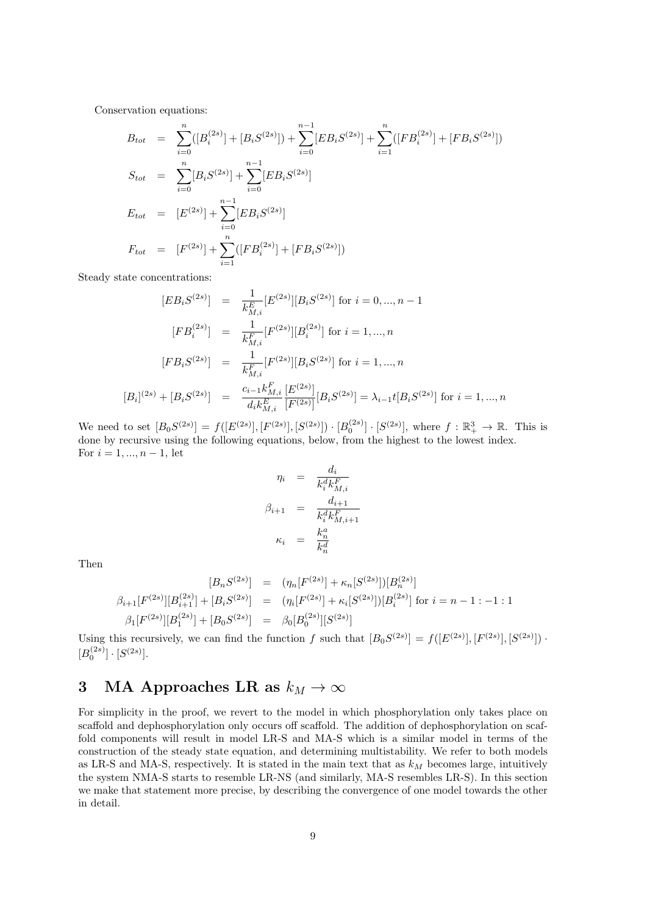Conservation equations:

$$
\begin{aligned}
B_{tot} &= \sum_{i=0}^{n}([B_i^{(2s)}] + [B_iS^{(2s)}]) + \sum_{i=0}^{n-1}[EB_iS^{(2s)}] + \sum_{i=1}^{n}([FB_i^{(2s)}] + [FB_iS^{(2s)}]) \\
S_{tot} &= \sum_{i=0}^{n}[B_iS^{(2s)}] + \sum_{i=0}^{n-1}[EB_iS^{(2s)}] \\
E_{tot} &= [E^{(2s)}] + \sum_{i=0}^{n-1}[EB_iS^{(2s)}] \\
F_{tot} &= [F^{(2s)}] + \sum_{i=1}^{n}([FB_i^{(2s)}] + [FB_iS^{(2s)}])
\end{aligned}
$$

Steady state concentrations:

$$
\begin{aligned}
[EB_iS^{(2s)}] &= \frac{1}{k_{M,i}^E}[E^{(2s)}][B_iS^{(2s)}] \text{ for } i = 0, ..., n-1 \\
[FB_i^{(2s)}] &= \frac{1}{k_{M,i}^F}[F^{(2s)}][B_i^{(2s)}] \text{ for } i = 1, ..., n \\
[FB_iS^{(2s)}] &= \frac{1}{k_{M,i}^F}[F^{(2s)}][B_iS^{(2s)}] \text{ for } i = 1, ..., n \\
[B_i]^{(2s)} + [B_iS^{(2s)}] &= \frac{c_{i-1}k_{M,i}^F}{d_i k_{M,i}^E}\frac{[E^{(2s)}]}{[F^{(2s)}]}[B_iS^{(2s)}] = \lambda_{i-1}t[B_iS^{(2s)}] \text{ for } i = 1, ..., n
\end{aligned}
$$

We need to set $[B_0S^{(2s)}] = f([E^{(2s)}], [F^{(2s)}], [S^{(2s)}]) \cdot [B_0^{(2s)}] \cdot [S^{(2s)}]$, where $f : \mathbb{R}_+^3 \to \mathbb{R}$. This is done by recursive using the following equations, below, from the highest to the lowest index.
For $i = 1, ..., n-1$, let

$$
\begin{aligned}
\eta_i &= \frac{d_i}{k_i^d k_{M,i}^F} \\
\beta_{i+1} &= \frac{d_{i+1}}{k_i^d k_{M,i+1}^F} \\
\kappa_i &= \frac{k_n^a}{k_n^d}
\end{aligned}
$$

Then

$$
\begin{aligned}
[B_nS^{(2s)}] &= (\eta_n[F^{(2s)}] + \kappa_n[S^{(2s)}])[B_n^{(2s)}] \\
\beta_{i+1}[F^{(2s)}][B_{i+1}^{(2s)}] + [B_iS^{(2s)}] &= (\eta_i[F^{(2s)}] + \kappa_i[S^{(2s)}])[B_i^{(2s)}] \text{ for } i = n-1 : -1 : 1 \\
\beta_1[F^{(2s)}][B_1^{(2s)}] + [B_0S^{(2s)}] &= \beta_0[B_0^{(2s)}][S^{(2s)}]
\end{aligned}
$$

Using this recursively, we can find the function $f$ such that $[B_0S^{(2s)}] = f([E^{(2s)}], [F^{(2s)}], [S^{(2s)}]) \cdot [B_0^{(2s)}] \cdot [S^{(2s)}]$.

# 3 MA Approaches LR as $k_M \to \infty$

For simplicity in the proof, we revert to the model in which phosphorylation only takes place on scaffold and dephosphorylation only occurs off scaffold. The addition of dephosphorylation on scaffold components will result in model LR-S and MA-S which is a similar model in terms of the construction of the steady state equation, and determining multistability. We refer to both models as LR-S and MA-S, respectively. It is stated in the main text that as $k_M$ becomes large, intuitively the system NMA-S starts to resemble LR-NS (and similarly, MA-S resembles LR-S). In this section we make that statement more precise, by describing the convergence of one model towards the other in detail.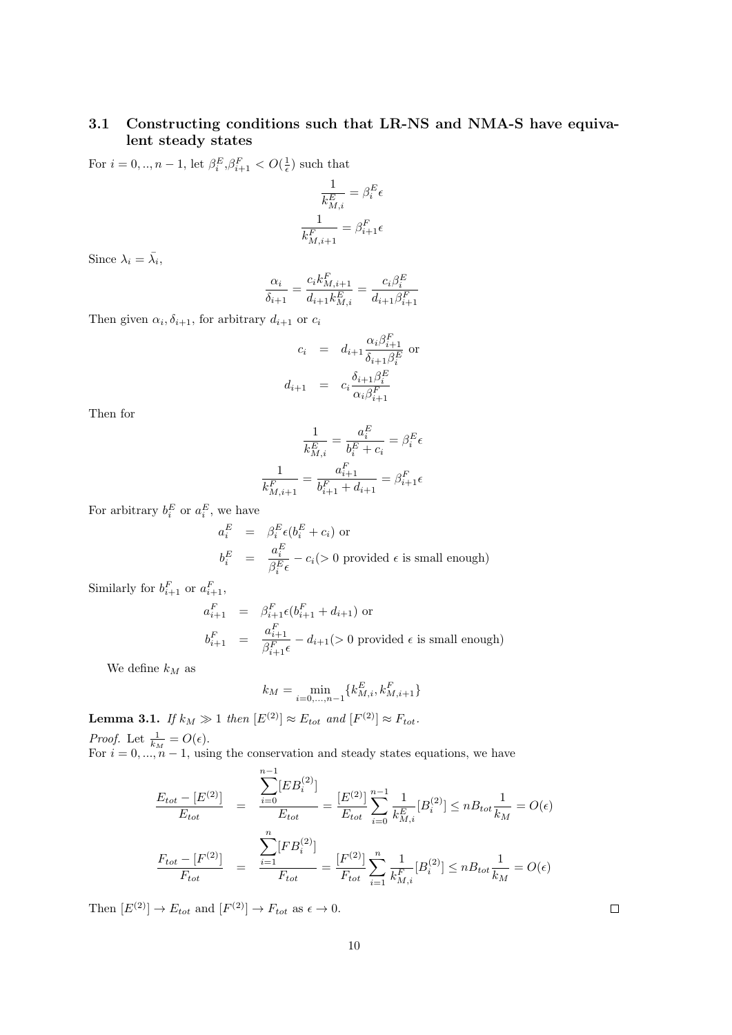### 3.1 Constructing conditions such that LR-NS and NMA-S have equivalent steady states

For $i = 0, .., n-1$, let $\beta_i^E, \beta_{i+1}^F < O(\frac{1}{\epsilon})$ such that

$$\frac{1}{k_{M,i}^E} = \beta_i^E \epsilon$$
$$\frac{1}{k_{M,i+1}^F} = \beta_{i+1}^F \epsilon$$

Since $\lambda_i = \bar{\lambda_i}$,

$$\frac{\alpha_i}{\delta_{i+1}} = \frac{c_i k_{M,i+1}^F}{d_{i+1} k_{M,i}^E} = \frac{c_i \beta_i^E}{d_{i+1} \beta_{i+1}^F}$$

Then given $\alpha_i, \delta_{i+1}$, for arbitrary $d_{i+1}$ or $c_i$

$$\begin{aligned} c_i &= d_{i+1} \frac{\alpha_i \beta_{i+1}^F}{\delta_{i+1} \beta_i^E} \text{ or} \\ d_{i+1} &= c_i \frac{\delta_{i+1} \beta_i^E}{\alpha_i \beta_{i+1}^F} \end{aligned}$$

Then for

$$\frac{1}{k_{M,i}^E} = \frac{a_i^E}{b_i^E + c_i} = \beta_i^E \epsilon$$
$$\frac{1}{k_{M,i+1}^F} = \frac{a_{i+1}^F}{b_{i+1}^F + d_{i+1}} = \beta_{i+1}^F \epsilon$$

For arbitrary $b_i^E$ or $a_i^E$, we have

$$\begin{aligned} a_i^E &= \beta_i^E \epsilon (b_i^E + c_i) \text{ or} \\ b_i^E &= \frac{a_i^E}{\beta_i^E \epsilon} - c_i (> 0 \text{ provided } \epsilon \text{ is small enough}) \end{aligned}$$

Similarly for $b_{i+1}^F$ or $a_{i+1}^F$,

$$\begin{aligned} a_{i+1}^F &= \beta_{i+1}^F \epsilon (b_{i+1}^F + d_{i+1}) \text{ or} \\ b_{i+1}^F &= \frac{a_{i+1}^F}{\beta_{i+1}^F \epsilon} - d_{i+1} (> 0 \text{ provided } \epsilon \text{ is small enough}) \end{aligned}$$

We define $k_M$ as

$$k_M = \min_{i=0,\dots,n-1} \{k_{M,i}^E, k_{M,i+1}^F\}$$

**Lemma 3.1.** *If $k_M \gg 1$ then $[E^{(2)}] \approx E_{tot}$ and $[F^{(2)}] \approx F_{tot}$.*

*Proof.* Let $\frac{1}{k_M} = O(\epsilon)$.
For $i = 0, ..., n-1$, using the conservation and steady states equations, we have

$$\begin{aligned} \frac{E_{tot} - [E^{(2)}]}{E_{tot}} &= \frac{\sum_{i=0}^{n-1} [EB_i^{(2)}]}{E_{tot}} = \frac{[E^{(2)}]}{E_{tot}} \sum_{i=0}^{n-1} \frac{1}{k_{M,i}^E} [B_i^{(2)}] \leq n B_{tot} \frac{1}{k_M} = O(\epsilon) \\ \frac{F_{tot} - [F^{(2)}]}{F_{tot}} &= \frac{\sum_{i=1}^{n} [FB_i^{(2)}]}{F_{tot}} = \frac{[F^{(2)}]}{F_{tot}} \sum_{i=1}^{n} \frac{1}{k_{M,i}^F} [B_i^{(2)}] \leq n B_{tot} \frac{1}{k_M} = O(\epsilon) \end{aligned}$$

Then $[E^{(2)}] \to E_{tot}$ and $[F^{(2)}] \to F_{tot}$ as $\epsilon \to 0$. $\square$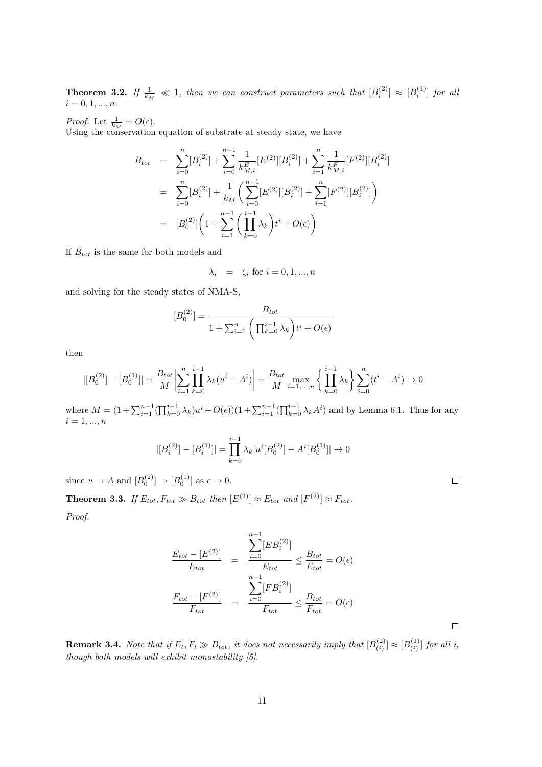**Theorem 3.2.** *If $\frac{1}{k_M} \ll 1$, then we can construct parameters such that $[B_i^{(2)}] \approx [B_i^{(1)}]$ for all $i = 0, 1, ..., n$.*

*Proof.* Let $\frac{1}{k_M} = O(\epsilon)$.
Using the conservation equation of substrate at steady state, we have

$$
\begin{aligned}
B_{tot} &= \sum_{i=0}^{n}[B_i^{(2)}] + \sum_{i=0}^{n-1} \frac{1}{k_{M,i}^E}[E^{(2)}][B_i^{(2)}] + \sum_{i=1}^{n} \frac{1}{k_{M,i}^F}[F^{(2)}][B_i^{(2)}] \\
&= \sum_{i=0}^{n}[B_i^{(2)}] + \frac{1}{k_M}\bigg(\sum_{i=0}^{n-1}[E^{(2)}][B_i^{(2)}] + \sum_{i=1}^{n}[F^{(2)}][B_i^{(2)}]\bigg) \\
&= [B_0^{(2)}]\bigg(1 + \sum_{i=1}^{n-1}\bigg(\prod_{k=0}^{i-1}\lambda_k\bigg)t^i + O(\epsilon)\bigg)
\end{aligned}
$$

If $B_{tot}$ is the same for both models and

$$
\lambda_i \quad = \quad \zeta_i \text{ for } i = 0, 1, ..., n
$$

and solving for the steady states of NMA-S,

$$
[B_0^{(2)}] = \frac{B_{tot}}{1 + \sum_{i=1}^{n}\bigg(\prod_{k=0}^{i-1}\lambda_k\bigg)t^i + O(\epsilon)}
$$

then

$$
|[B_0^{(2)}] - [B_0^{(1)}]| = \frac{B_{tot}}{M}\bigg|\sum_{i=1}^{n}\prod_{k=0}^{i-1}\lambda_k(u^i - A^i)\bigg| = \frac{B_{tot}}{M}\max_{i=1,...,n}\bigg\{\prod_{k=0}^{i-1}\lambda_k\bigg\}\sum_{i=0}^{n}(t^i - A^i) \to 0
$$

where $M = (1 + \sum_{i=1}^{n-1}(\prod_{k=0}^{i-1}\lambda_k)u^i + O(\epsilon))(1 + \sum_{i=1}^{n-1}(\prod_{k=0}^{i-1}\lambda_k A^i)$ and by Lemma 6.1. Thus for any $i = 1, ..., n$

$$
|[B_i^{(2)}] - [B_i^{(1)}]| = \prod_{k=0}^{i-1}\lambda_k|u^i[B_0^{(2)}] - A^i[B_0^{(1)}]| \to 0
$$

since $u \to A$ and $[B_0^{(2)}] \to [B_0^{(1)}]$ as $\epsilon \to 0$. ☐

**Theorem 3.3.** *If $E_{tot}, F_{tot} \gg B_{tot}$ then $[E^{(2)}] \approx E_{tot}$ and $[F^{(2)}] \approx F_{tot}$.*

*Proof.*

$$
\begin{aligned}
\frac{E_{tot} - [E^{(2)}]}{E_{tot}} &= \frac{\sum_{i=0}^{n-1}[EB_i^{(2)}]}{E_{tot}} \le \frac{B_{tot}}{E_{tot}} = O(\epsilon) \\
\frac{F_{tot} - [F^{(2)}]}{F_{tot}} &= \frac{\sum_{i=0}^{n-1}[FB_i^{(2)}]}{F_{tot}} \le \frac{B_{tot}}{F_{tot}} = O(\epsilon)
\end{aligned}
$$

☐

**Remark 3.4.** *Note that if $E_t, F_t \gg B_{tot}$, it does not necessarily imply that $[B_{(i)}^{(2)}] \approx [B_{(i)}^{(1)}]$ for all $i$, though both models will exhibit monostability [5].*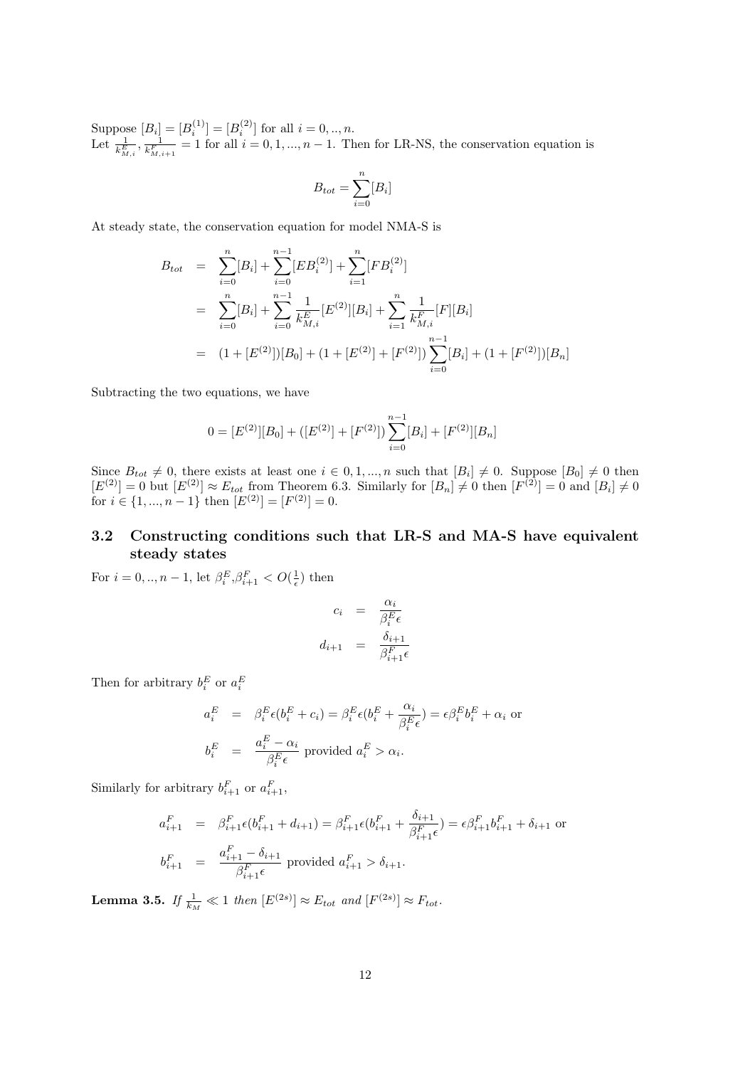Suppose $[B_i] = [B_i^{(1)}] = [B_i^{(2)}]$ for all $i = 0, .., n$.
Let $\frac{1}{k_{M,i}^E}, \frac{1}{k_{M,i+1}^F} = 1$ for all $i = 0, 1, ..., n-1$. Then for LR-NS, the conservation equation is

$$B_{tot} = \sum_{i=0}^{n} [B_i]$$

At steady state, the conservation equation for model NMA-S is

$$\begin{aligned}
B_{tot} &= \sum_{i=0}^{n} [B_i] + \sum_{i=0}^{n-1} [EB_i^{(2)}] + \sum_{i=1}^{n} [FB_i^{(2)}] \\
&= \sum_{i=0}^{n} [B_i] + \sum_{i=0}^{n-1} \frac{1}{k_{M,i}^E} [E^{(2)}][B_i] + \sum_{i=1}^{n} \frac{1}{k_{M,i}^F} [F][B_i] \\
&= (1 + [E^{(2)}])[B_0] + (1 + [E^{(2)}] + [F^{(2)}]) \sum_{i=0}^{n-1} [B_i] + (1 + [F^{(2)}])[B_n]
\end{aligned}$$

Subtracting the two equations, we have

$$0 = [E^{(2)}][B_0] + ([E^{(2)}] + [F^{(2)}]) \sum_{i=0}^{n-1} [B_i] + [F^{(2)}][B_n]$$

Since $B_{tot} \neq 0$, there exists at least one $i \in 0, 1, ..., n$ such that $[B_i] \neq 0$. Suppose $[B_0] \neq 0$ then $[E^{(2)}] = 0$ but $[E^{(2)}] \approx E_{tot}$ from Theorem 6.3. Similarly for $[B_n] \neq 0$ then $[F^{(2)}] = 0$ and $[B_i] \neq 0$ for $i \in \{1, ..., n-1\}$ then $[E^{(2)}] = [F^{(2)}] = 0$.

### 3.2 Constructing conditions such that LR-S and MA-S have equivalent steady states

For $i = 0, .., n-1$, let $\beta_i^E, \beta_{i+1}^F < O(\frac{1}{\epsilon})$ then

$$\begin{aligned}
c_i &= \frac{\alpha_i}{\beta_i^E \epsilon} \\
d_{i+1} &= \frac{\delta_{i+1}}{\beta_{i+1}^F \epsilon}
\end{aligned}$$

Then for arbitrary $b_i^E$ or $a_i^E$

$$\begin{aligned}
a_i^E &= \beta_i^E \epsilon (b_i^E + c_i) = \beta_i^E \epsilon (b_i^E + \frac{\alpha_i}{\beta_i^E \epsilon}) = \epsilon \beta_i^E b_i^E + \alpha_i \text{ or} \\
b_i^E &= \frac{a_i^E - \alpha_i}{\beta_i^E \epsilon} \text{ provided } a_i^E > \alpha_i.
\end{aligned}$$

Similarly for arbitrary $b_{i+1}^F$ or $a_{i+1}^F$,

$$\begin{aligned}
a_{i+1}^F &= \beta_{i+1}^F \epsilon (b_{i+1}^F + d_{i+1}) = \beta_{i+1}^F \epsilon (b_{i+1}^F + \frac{\delta_{i+1}}{\beta_{i+1}^F \epsilon}) = \epsilon \beta_{i+1}^F b_{i+1}^F + \delta_{i+1} \text{ or} \\
b_{i+1}^F &= \frac{a_{i+1}^F - \delta_{i+1}}{\beta_{i+1}^F \epsilon} \text{ provided } a_{i+1}^F > \delta_{i+1}.
\end{aligned}$$

**Lemma 3.5.** *If $\frac{1}{k_M} \ll 1$ then $[E^{(2s)}] \approx E_{tot}$ and $[F^{(2s)}] \approx F_{tot}$.*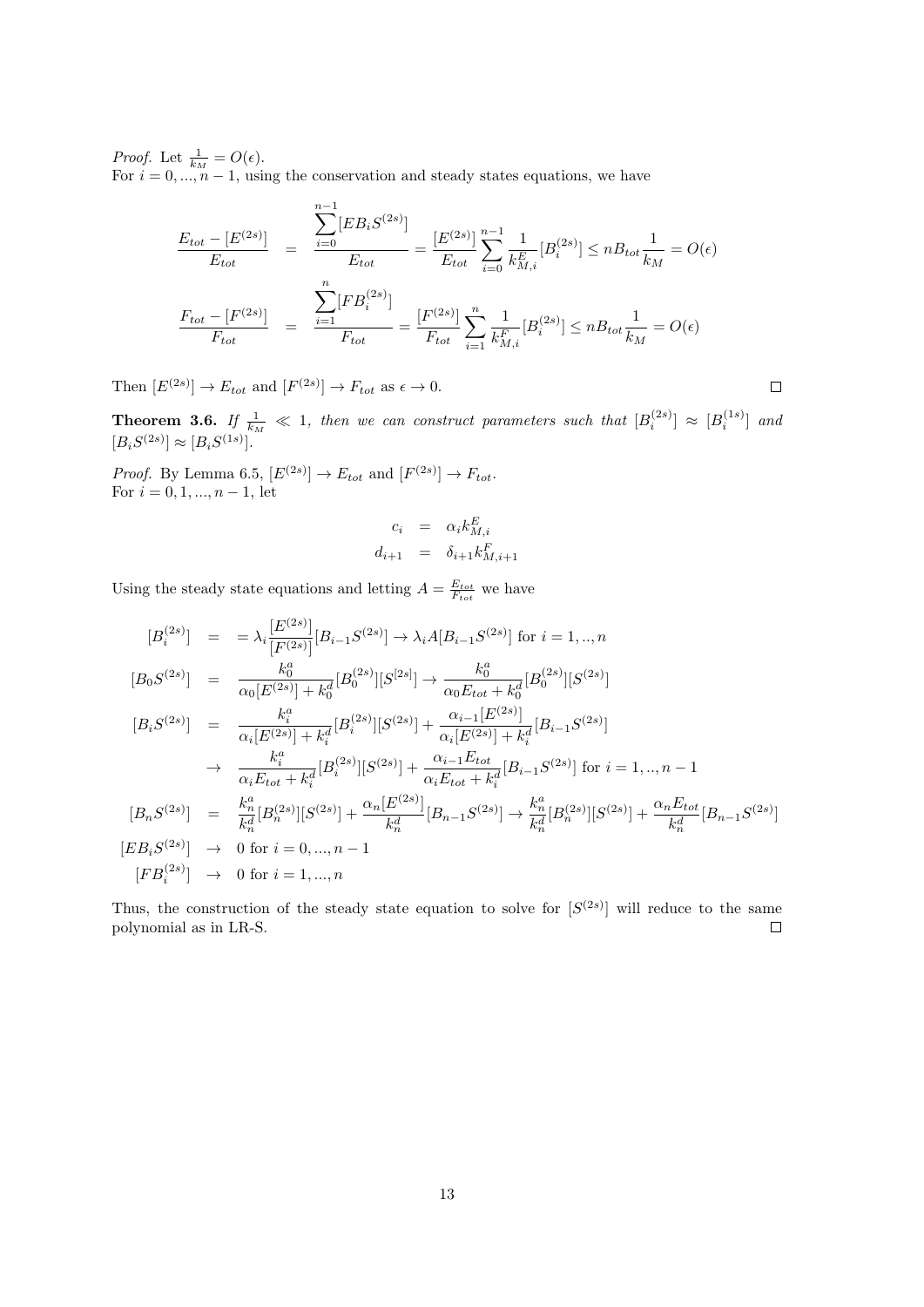*Proof.* Let $\frac{1}{k_M} = O(\epsilon)$.
For $i = 0, ..., n-1$, using the conservation and steady states equations, we have

$$
\begin{aligned}
\frac{E_{tot} - [E^{(2s)}]}{E_{tot}} &= \frac{\sum_{i=0}^{n-1}[EB_iS^{(2s)}]}{E_{tot}} = \frac{[E^{(2s)}]}{E_{tot}}\sum_{i=0}^{n-1}\frac{1}{k^E_{M,i}}[B_i^{(2s)}] \leq nB_{tot}\frac{1}{k_M} = O(\epsilon) \\
\frac{F_{tot} - [F^{(2s)}]}{F_{tot}} &= \frac{\sum_{i=1}^{n}[FB_i^{(2s)}]}{F_{tot}} = \frac{[F^{(2s)}]}{F_{tot}}\sum_{i=1}^{n}\frac{1}{k^F_{M,i}}[B_i^{(2s)}] \leq nB_{tot}\frac{1}{k_M} = O(\epsilon)
\end{aligned}
$$

Then $[E^{(2s)}] \to E_{tot}$ and $[F^{(2s)}] \to F_{tot}$ as $\epsilon \to 0$. $\square$

**Theorem 3.6.** *If $\frac{1}{k_M} \ll 1$, then we can construct parameters such that $[B_i^{(2s)}] \approx [B_i^{(1s)}]$ and $[B_iS^{(2s)}] \approx [B_iS^{(1s)}]$.*

*Proof.* By Lemma 6.5, $[E^{(2s)}] \to E_{tot}$ and $[F^{(2s)}] \to F_{tot}$.
For $i = 0, 1, ..., n-1$, let

$$
\begin{aligned}
c_i &= \alpha_i k^E_{M,i} \\
d_{i+1} &= \delta_{i+1} k^F_{M,i+1}
\end{aligned}
$$

Using the steady state equations and letting $A = \frac{E_{tot}}{F_{tot}}$ we have

$$
\begin{aligned}
[B_i^{(2s)}] &= = \lambda_i\frac{[E^{(2s)}]}{[F^{(2s)}]}[B_{i-1}S^{(2s)}] \to \lambda_i A[B_{i-1}S^{(2s)}] \text{ for } i = 1, .., n \\
[B_0S^{(2s)}] &= \frac{k^a_0}{\alpha_0[E^{(2s)}] + k^d_0}[B_0^{(2s)}][S^{[2s]}] \to \frac{k^a_0}{\alpha_0 E_{tot} + k^d_0}[B_0^{(2s)}][S^{(2s)}] \\
[B_iS^{(2s)}] &= \frac{k^a_i}{\alpha_i[E^{(2s)}] + k^d_i}[B_i^{(2s)}][S^{(2s)}] + \frac{\alpha_{i-1}[E^{(2s)}]}{\alpha_i[E^{(2s)}] + k^d_i}[B_{i-1}S^{(2s)}] \\
&\to \frac{k^a_i}{\alpha_i E_{tot} + k^d_i}[B_i^{(2s)}][S^{(2s)}] + \frac{\alpha_{i-1}E_{tot}}{\alpha_i E_{tot} + k^d_i}[B_{i-1}S^{(2s)}] \text{ for } i = 1, .., n-1 \\
[B_nS^{(2s)}] &= \frac{k^a_n}{k^d_n}[B_n^{(2s)}][S^{(2s)}] + \frac{\alpha_n[E^{(2s)}]}{k^d_n}[B_{n-1}S^{(2s)}] \to \frac{k^a_n}{k^d_n}[B_n^{(2s)}][S^{(2s)}] + \frac{\alpha_n E_{tot}}{k^d_n}[B_{n-1}S^{(2s)}] \\
[EB_iS^{(2s)}] &\to 0 \text{ for } i = 0, ..., n-1 \\
[FB_i^{(2s)}] &\to 0 \text{ for } i = 1, ..., n
\end{aligned}
$$

Thus, the construction of the steady state equation to solve for $[S^{(2s)}]$ will reduce to the same polynomial as in LR-S. $\square$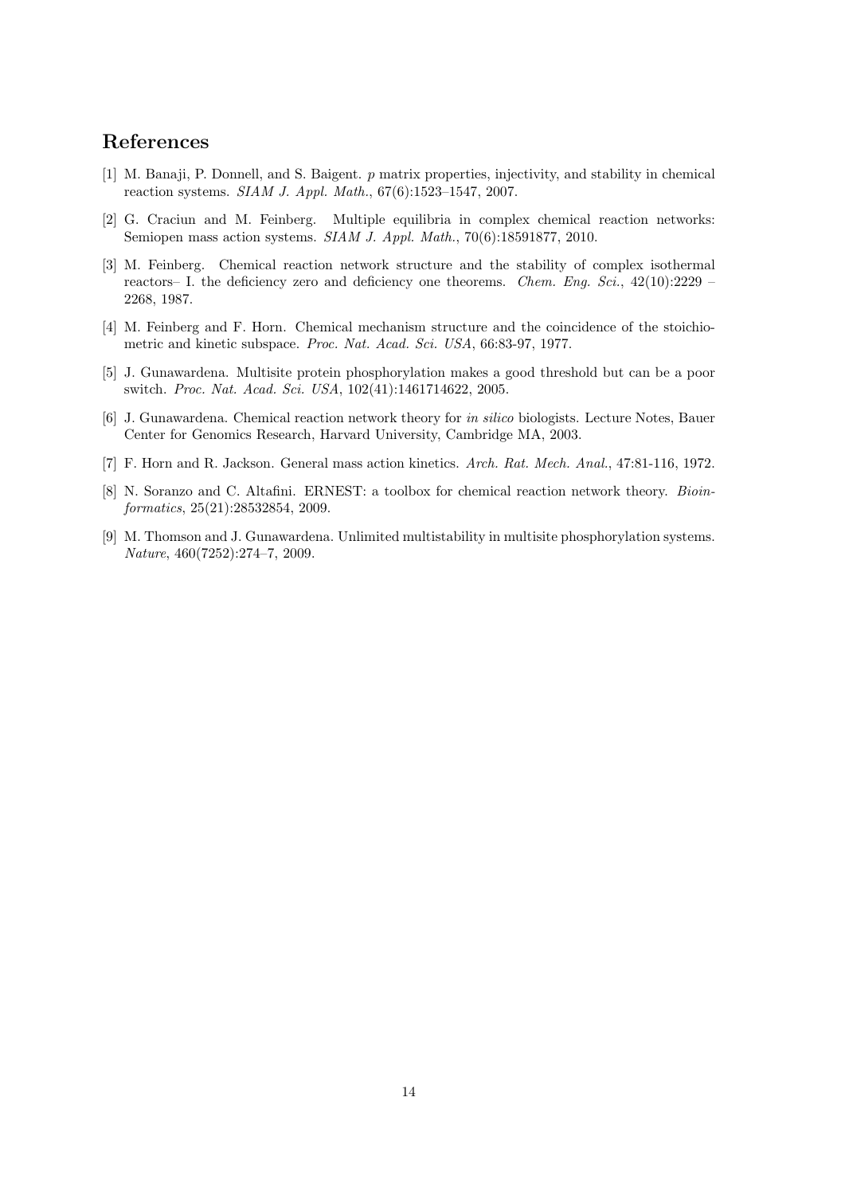## References

[1] M. Banaji, P. Donnell, and S. Baigent. $p$ matrix properties, injectivity, and stability in chemical reaction systems. *SIAM J. Appl. Math.*, 67(6):1523–1547, 2007.

[2] G. Craciun and M. Feinberg. Multiple equilibria in complex chemical reaction networks: Semiopen mass action systems. *SIAM J. Appl. Math.*, 70(6):18591877, 2010.

[3] M. Feinberg. Chemical reaction network structure and the stability of complex isothermal reactors– I. the deficiency zero and deficiency one theorems. *Chem. Eng. Sci.*, 42(10):2229 – 2268, 1987.

[4] M. Feinberg and F. Horn. Chemical mechanism structure and the coincidence of the stoichiometric and kinetic subspace. *Proc. Nat. Acad. Sci. USA*, 66:83-97, 1977.

[5] J. Gunawardena. Multisite protein phosphorylation makes a good threshold but can be a poor switch. *Proc. Nat. Acad. Sci. USA*, 102(41):1461714622, 2005.

[6] J. Gunawardena. Chemical reaction network theory for *in silico* biologists. Lecture Notes, Bauer Center for Genomics Research, Harvard University, Cambridge MA, 2003.

[7] F. Horn and R. Jackson. General mass action kinetics. *Arch. Rat. Mech. Anal.*, 47:81-116, 1972.

[8] N. Soranzo and C. Altafini. ERNEST: a toolbox for chemical reaction network theory. *Bioinformatics*, 25(21):28532854, 2009.

[9] M. Thomson and J. Gunawardena. Unlimited multistability in multisite phosphorylation systems. *Nature*, 460(7252):274–7, 2009.